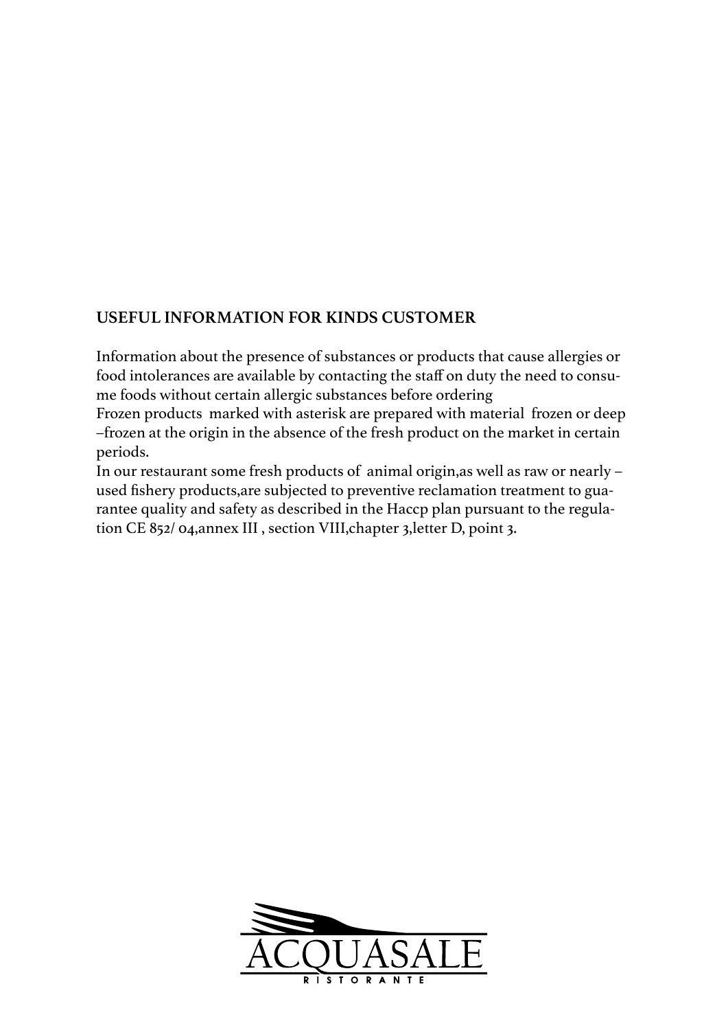## USEFUL INFORMATION FOR KINDS CUSTOMER

Information about the presence of substances or products that cause allergies or food intolerances are available by contacting the staff on duty the need to consume foods without certain allergic substances before ordering
Frozen products marked with asterisk are prepared with material frozen or deep –frozen at the origin in the absence of the fresh product on the market in certain periods.
In our restaurant some fresh products of animal origin,as well as raw or nearly – used fishery products,are subjected to preventive reclamation treatment to guarantee quality and safety as described in the Haccp plan pursuant to the regulation CE 852/ 04,annex III , section VIII,chapter 3,letter D, point 3.

ACQUASALE
RISTORANTE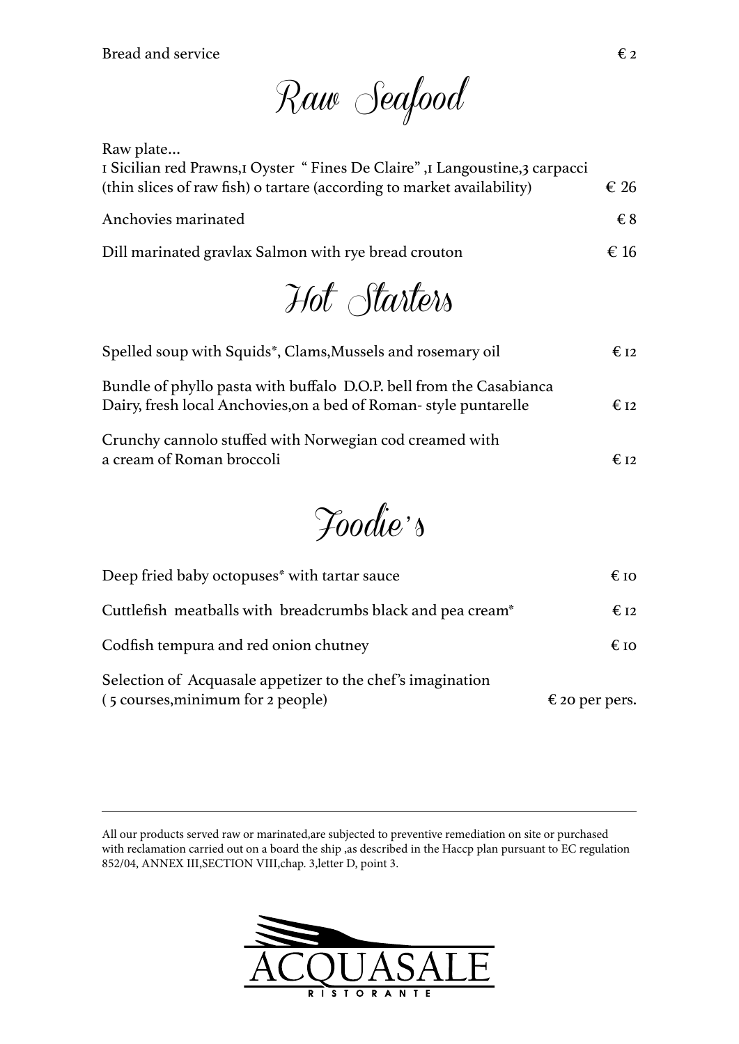Bread and service € 2

## Raw Seafood

Raw plate...
1 Sicilian red Prawns,1 Oyster " Fines De Claire" ,1 Langoustine,3 carpacci (thin slices of raw fish) o tartare (according to market availability) € 26

Anchovies marinated € 8

Dill marinated gravlax Salmon with rye bread crouton € 16

## Hot Starters

Spelled soup with Squids*, Clams,Mussels and rosemary oil € 12

Bundle of phyllo pasta with buffalo D.O.P. bell from the Casabianca Dairy, fresh local Anchovies,on a bed of Roman- style puntarelle € 12

Crunchy cannolo stuffed with Norwegian cod creamed with a cream of Roman broccoli € 12

## Foodie's

Deep fried baby octopuses* with tartar sauce € 10

Cuttlefish meatballs with breadcrumbs black and pea cream* € 12

Codfish tempura and red onion chutney € 10

Selection of Acquasale appetizer to the chef's imagination ( 5 courses,minimum for 2 people) € 20 per pers.

---

All our products served raw or marinated,are subjected to preventive remediation on site or purchased with reclamation carried out on a board the ship ,as described in the Haccp plan pursuant to EC regulation 852/04, ANNEX III,SECTION VIII,chap. 3,letter D, point 3.

ACQUASALE
RISTORANTE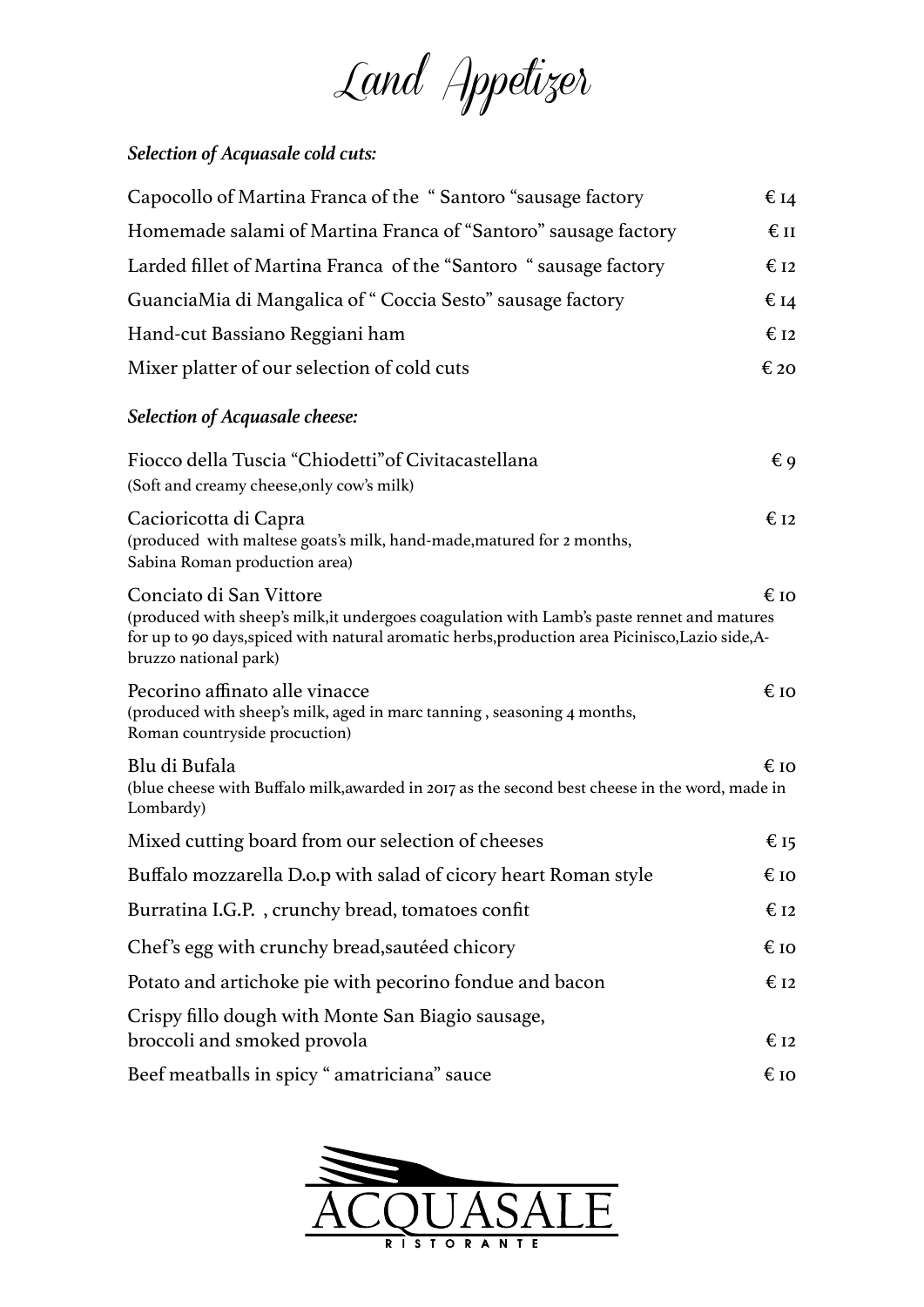# Land Appetizer

***Selection of Acquasale cold cuts:***

| | |
|---|---|
| Capocollo of Martina Franca of the " Santoro "sausage factory | € 14 |
| Homemade salami of Martina Franca of "Santoro" sausage factory | € 11 |
| Larded fillet of Martina Franca of the "Santoro " sausage factory | € 12 |
| GuanciaMia di Mangalica of " Coccia Sesto" sausage factory | € 14 |
| Hand-cut Bassiano Reggiani ham | € 12 |
| Mixer platter of our selection of cold cuts | € 20 |

***Selection of Acquasale cheese:***

Fiocco della Tuscia "Chiodetti"of Civitacastellana — € 9
(Soft and creamy cheese,only cow's milk)

Cacioricotta di Capra — € 12
(produced with maltese goats's milk, hand-made,matured for 2 months, Sabina Roman production area)

Conciato di San Vittore — € 10
(produced with sheep's milk,it undergoes coagulation with Lamb's paste rennet and matures for up to 90 days,spiced with natural aromatic herbs,production area Picinisco,Lazio side,A-bruzzo national park)

Pecorino affinato alle vinacce — € 10
(produced with sheep's milk, aged in marc tanning , seasoning 4 months, Roman countryside procuction)

Blu di Bufala — € 10
(blue cheese with Buffalo milk,awarded in 2017 as the second best cheese in the word, made in Lombardy)

| | |
|---|---|
| Mixed cutting board from our selection of cheeses | € 15 |
| Buffalo mozzarella D.o.p with salad of cicory heart Roman style | € 10 |
| Burratina I.G.P. , crunchy bread, tomatoes confit | € 12 |
| Chef's egg with crunchy bread,sautéed chicory | € 10 |
| Potato and artichoke pie with pecorino fondue and bacon | € 12 |
| Crispy fillo dough with Monte San Biagio sausage, broccoli and smoked provola | € 12 |
| Beef meatballs in spicy " amatriciana" sauce | € 10 |

ACQUASALE
RISTORANTE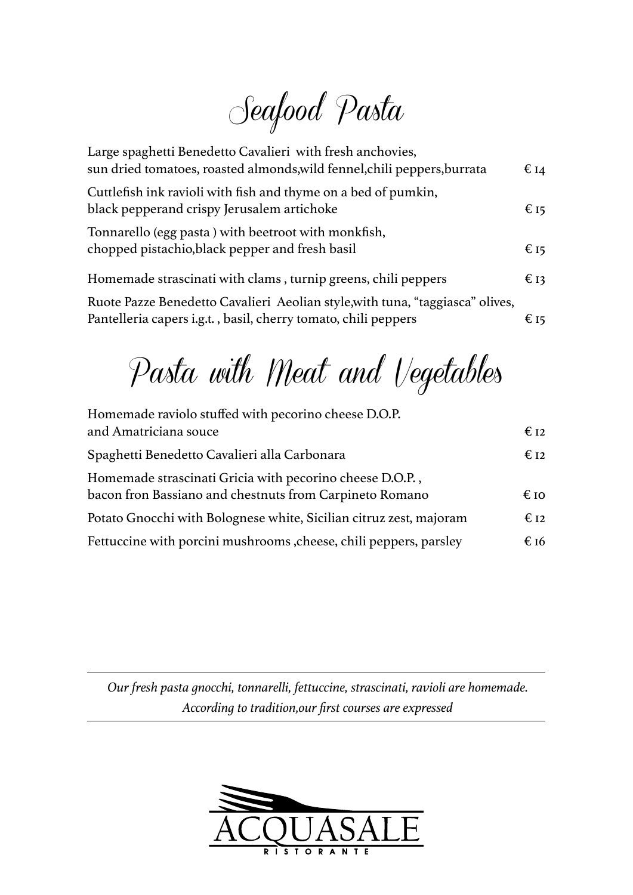# Seafood Pasta

| | |
|---|---|
| Large spaghetti Benedetto Cavalieri with fresh anchovies, sun dried tomatoes, roasted almonds,wild fennel,chili peppers,burrata | € 14 |
| Cuttlefish ink ravioli with fish and thyme on a bed of pumkin, black pepperand crispy Jerusalem artichoke | € 15 |
| Tonnarello (egg pasta ) with beetroot with monkfish, chopped pistachio,black pepper and fresh basil | € 15 |
| Homemade strascinati with clams , turnip greens, chili peppers | € 13 |
| Ruote Pazze Benedetto Cavalieri Aeolian style,with tuna, "taggiasca" olives, Pantelleria capers i.g.t. , basil, cherry tomato, chili peppers | € 15 |

# Pasta with Meat and Vegetables

| | |
|---|---|
| Homemade raviolo stuffed with pecorino cheese D.O.P. and Amatriciana souce | € 12 |
| Spaghetti Benedetto Cavalieri alla Carbonara | € 12 |
| Homemade strascinati Gricia with pecorino cheese D.O.P. , bacon fron Bassiano and chestnuts from Carpineto Romano | € 10 |
| Potato Gnocchi with Bolognese white, Sicilian citruz zest, majoram | € 12 |
| Fettuccine with porcini mushrooms ,cheese, chili peppers, parsley | € 16 |

---

*Our fresh pasta gnocchi, tonnarelli, fettuccine, strascinati, ravioli are homemade.*
*According to tradition,our first courses are expressed*

---

ACQUASALE
RISTORANTE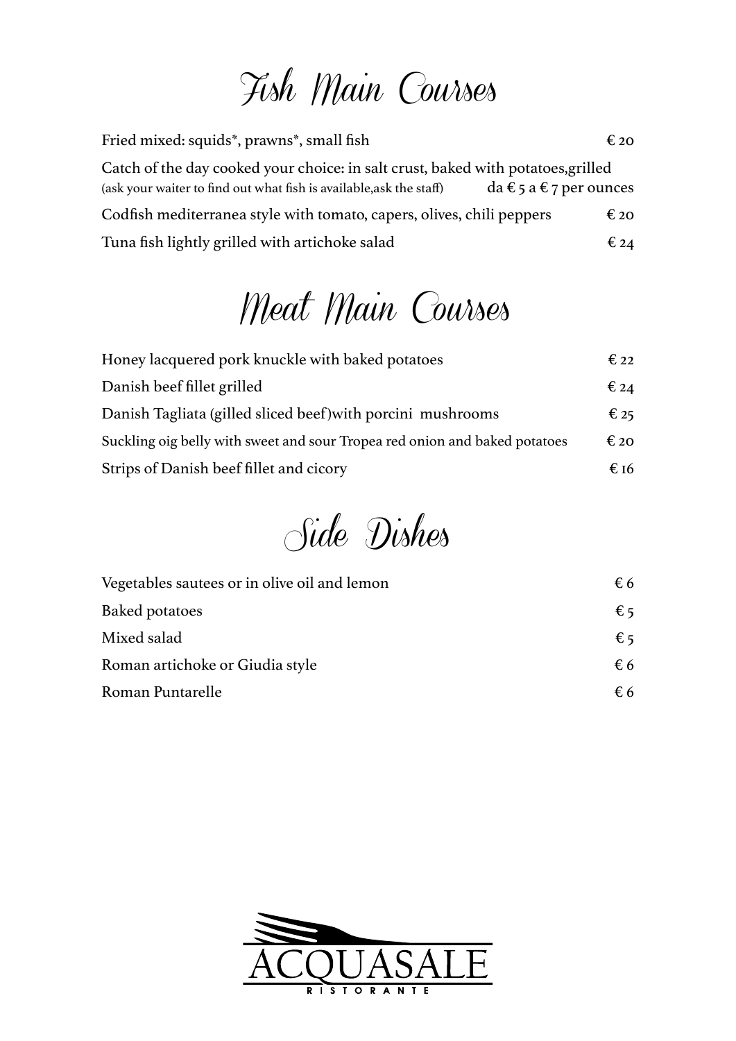# Fish Main Courses

| | |
|---|---|
| Fried mixed: squids*, prawns*, small fish | € 20 |
| Catch of the day cooked your choice: in salt crust, baked with potatoes,grilled (ask your waiter to find out what fish is available,ask the staff) | da € 5 a € 7 per ounces |
| Codfish mediterranea style with tomato, capers, olives, chili peppers | € 20 |
| Tuna fish lightly grilled with artichoke salad | € 24 |

# Meat Main Courses

| | |
|---|---|
| Honey lacquered pork knuckle with baked potatoes | € 22 |
| Danish beef fillet grilled | € 24 |
| Danish Tagliata (gilled sliced beef)with porcini mushrooms | € 25 |
| Suckling oig belly with sweet and sour Tropea red onion and baked potatoes | € 20 |
| Strips of Danish beef fillet and cicory | € 16 |

# Side Dishes

| | |
|---|---|
| Vegetables sautees or in olive oil and lemon | € 6 |
| Baked potatoes | € 5 |
| Mixed salad | € 5 |
| Roman artichoke or Giudia style | € 6 |
| Roman Puntarelle | € 6 |

ACQUASALE
RISTORANTE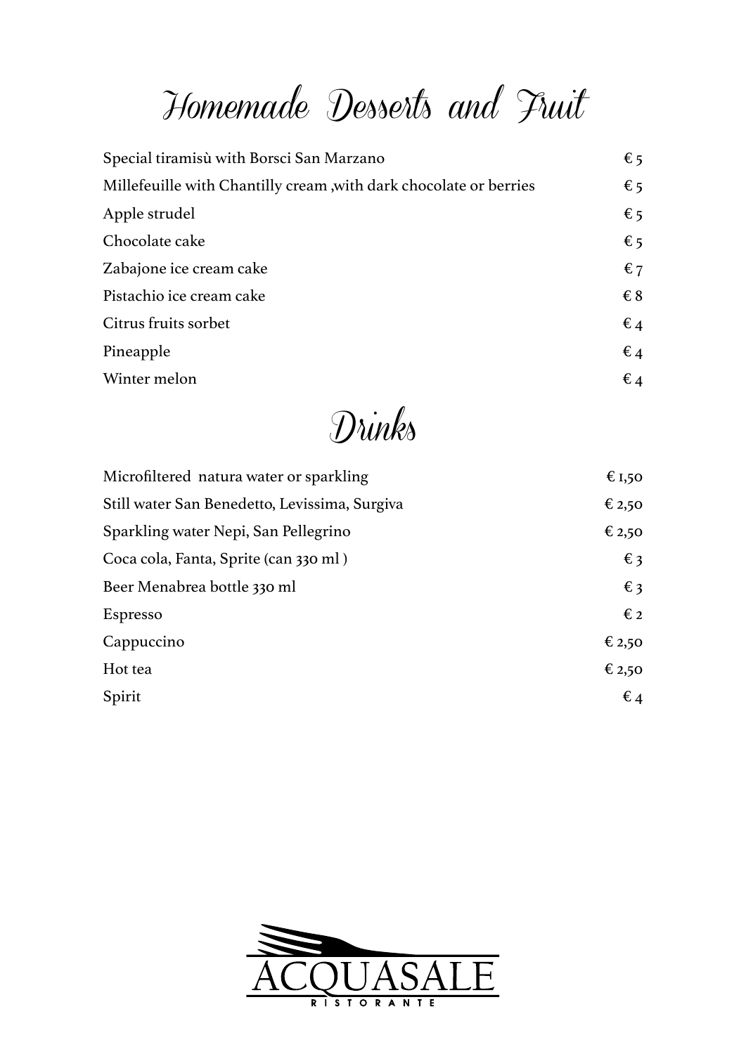# Homemade Desserts and Fruit

| | |
|---|---|
| Special tiramisù with Borsci San Marzano | € 5 |
| Millefeuille with Chantilly cream ,with dark chocolate or berries | € 5 |
| Apple strudel | € 5 |
| Chocolate cake | € 5 |
| Zabajone ice cream cake | € 7 |
| Pistachio ice cream cake | € 8 |
| Citrus fruits sorbet | € 4 |
| Pineapple | € 4 |
| Winter melon | € 4 |

# Drinks

| | |
|---|---|
| Microfiltered natura water or sparkling | € 1,50 |
| Still water San Benedetto, Levissima, Surgiva | € 2,50 |
| Sparkling water Nepi, San Pellegrino | € 2,50 |
| Coca cola, Fanta, Sprite (can 330 ml ) | € 3 |
| Beer Menabrea bottle 330 ml | € 3 |
| Espresso | € 2 |
| Cappuccino | € 2,50 |
| Hot tea | € 2,50 |
| Spirit | € 4 |

ACQUASALE
RISTORANTE